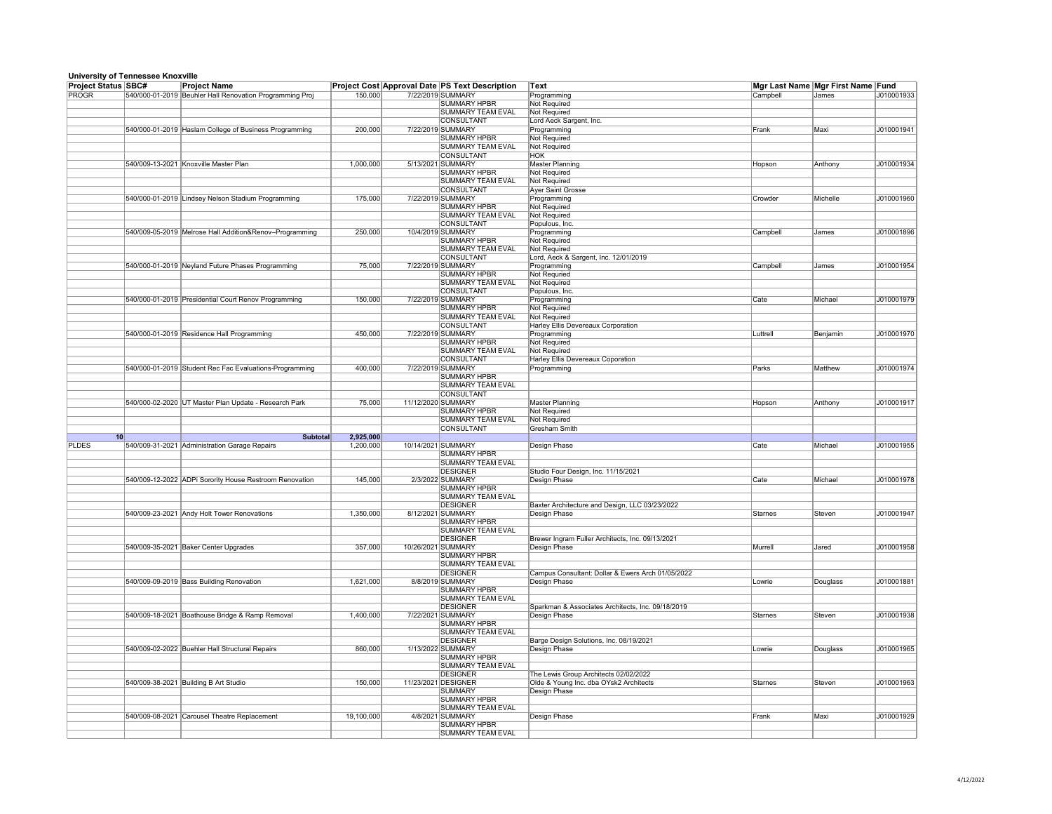**University of Tennessee Knoxville**

| Project Status | SBC# | Project Name | Project Cost | Approval Date | PS Text Description | Text | Mgr Last Name | Mgr First Name | Fund |
|---|---|---|---|---|---|---|---|---|---|
| PROGR | 540/000-01-2019 | Beuhler Hall Renovation Programming Proj | 150,000 | 7/22/2019 | SUMMARY | Programming | Campbell | James | J010001933 |
| | | | | | SUMMARY HPBR | Not Required | | | |
| | | | | | SUMMARY TEAM EVAL | Not Required | | | |
| | | | | | CONSULTANT | Lord Aeck Sargent, Inc. | | | |
| | 540/000-01-2019 | Haslam College of Business Programming | 200,000 | 7/22/2019 | SUMMARY | Programming | Frank | Maxi | J010001941 |
| | | | | | SUMMARY HPBR | Not Required | | | |
| | | | | | SUMMARY TEAM EVAL | Not Required | | | |
| | | | | | CONSULTANT | HOK | | | |
| | 540/009-13-2021 | Knoxville Master Plan | 1,000,000 | 5/13/2021 | SUMMARY | Master Planning | Hopson | Anthony | J010001934 |
| | | | | | SUMMARY HPBR | Not Required | | | |
| | | | | | SUMMARY TEAM EVAL | Not Required | | | |
| | | | | | CONSULTANT | Ayer Saint Grosse | | | |
| | 540/000-01-2019 | Lindsey Nelson Stadium Programming | 175,000 | 7/22/2019 | SUMMARY | Programming | Crowder | Michelle | J010001960 |
| | | | | | SUMMARY HPBR | Not Required | | | |
| | | | | | SUMMARY TEAM EVAL | Not Required | | | |
| | | | | | CONSULTANT | Populous, Inc. | | | |
| | 540/009-05-2019 | Melrose Hall Addition&Renov–Programming | 250,000 | 10/4/2019 | SUMMARY | Programming | Campbell | James | J010001896 |
| | | | | | SUMMARY HPBR | Not Required | | | |
| | | | | | SUMMARY TEAM EVAL | Not Required | | | |
| | | | | | CONSULTANT | Lord, Aeck & Sargent, Inc. 12/01/2019 | | | |
| | 540/000-01-2019 | Neyland Future Phases Programming | 75,000 | 7/22/2019 | SUMMARY | Programming | Campbell | James | J010001954 |
| | | | | | SUMMARY HPBR | Not Required | | | |
| | | | | | SUMMARY TEAM EVAL | Not Required | | | |
| | | | | | CONSULTANT | Populous, Inc. | | | |
| | 540/000-01-2019 | Presidential Court Renov Programming | 150,000 | 7/22/2019 | SUMMARY | Programming | Cate | Michael | J010001979 |
| | | | | | SUMMARY HPBR | Not Required | | | |
| | | | | | SUMMARY TEAM EVAL | Not Required | | | |
| | | | | | CONSULTANT | Harley Ellis Devereaux Corporation | | | |
| | 540/000-01-2019 | Residence Hall Programming | 450,000 | 7/22/2019 | SUMMARY | Programming | Luttrell | Benjamin | J010001970 |
| | | | | | SUMMARY HPBR | Not Required | | | |
| | | | | | SUMMARY TEAM EVAL | Not Required | | | |
| | | | | | CONSULTANT | Harley Ellis Devereaux Coporation | | | |
| | 540/000-01-2019 | Student Rec Fac Evaluations-Programming | 400,000 | 7/22/2019 | SUMMARY | Programming | Parks | Matthew | J010001974 |
| | | | | | SUMMARY HPBR | | | | |
| | | | | | SUMMARY TEAM EVAL | | | | |
| | | | | | CONSULTANT | | | | |
| | 540/000-02-2020 | UT Master Plan Update - Research Park | 75,000 | 11/12/2020 | SUMMARY | Master Planning | Hopson | Anthony | J010001917 |
| | | | | | SUMMARY HPBR | Not Required | | | |
| | | | | | SUMMARY TEAM EVAL | Not Required | | | |
| | | | | | CONSULTANT | Gresham Smith | | | |
| 10 | | **Subtotal** | 2,925,000 | | | | | | |
| PLDES | 540/009-31-2021 | Administration Garage Repairs | 1,200,000 | 10/14/2021 | SUMMARY | Design Phase | Cate | Michael | J010001955 |
| | | | | | SUMMARY HPBR | | | | |
| | | | | | SUMMARY TEAM EVAL | | | | |
| | | | | | DESIGNER | Studio Four Design, Inc. 11/15/2021 | | | |
| | 540/009-12-2022 | ADPi Sorority House Restroom Renovation | 145,000 | 2/3/2022 | SUMMARY | Design Phase | Cate | Michael | J010001978 |
| | | | | | SUMMARY HPBR | | | | |
| | | | | | SUMMARY TEAM EVAL | | | | |
| | | | | | DESIGNER | Baxter Architecture and Design, LLC 03/23/2022 | | | |
| | 540/009-23-2021 | Andy Holt Tower Renovations | 1,350,000 | 8/12/2021 | SUMMARY | Design Phase | Starnes | Steven | J010001947 |
| | | | | | SUMMARY HPBR | | | | |
| | | | | | SUMMARY TEAM EVAL | | | | |
| | | | | | DESIGNER | Brewer Ingram Fuller Architects, Inc. 09/13/2021 | | | |
| | 540/009-35-2021 | Baker Center Upgrades | 357,000 | 10/26/2021 | SUMMARY | Design Phase | Murrell | Jared | J010001958 |
| | | | | | SUMMARY HPBR | | | | |
| | | | | | SUMMARY TEAM EVAL | | | | |
| | | | | | DESIGNER | Campus Consultant: Dollar & Ewers Arch 01/05/2022 | | | |
| | 540/009-09-2019 | Bass Building Renovation | 1,621,000 | 8/8/2019 | SUMMARY | Design Phase | Lowrie | Douglass | J010001881 |
| | | | | | SUMMARY HPBR | | | | |
| | | | | | SUMMARY TEAM EVAL | | | | |
| | | | | | DESIGNER | Sparkman & Associates Architects, Inc. 09/18/2019 | | | |
| | 540/009-18-2021 | Boathouse Bridge & Ramp Removal | 1,400,000 | 7/22/2021 | SUMMARY | Design Phase | Starnes | Steven | J010001938 |
| | | | | | SUMMARY HPBR | | | | |
| | | | | | SUMMARY TEAM EVAL | | | | |
| | | | | | DESIGNER | Barge Design Solutions, Inc. 08/19/2021 | | | |
| | 540/009-02-2022 | Buehler Hall Structural Repairs | 860,000 | 1/13/2022 | SUMMARY | Design Phase | Lowrie | Douglass | J010001965 |
| | | | | | SUMMARY HPBR | | | | |
| | | | | | SUMMARY TEAM EVAL | | | | |
| | | | | | DESIGNER | The Lewis Group Architects 02/02/2022 | | | |
| | 540/009-38-2021 | Building B Art Studio | 150,000 | 11/23/2021 | DESIGNER | Olde & Young Inc. dba OYsk2 Architects | Starnes | Steven | J010001963 |
| | | | | | SUMMARY | Design Phase | | | |
| | | | | | SUMMARY HPBR | | | | |
| | | | | | SUMMARY TEAM EVAL | | | | |
| | 540/009-08-2021 | Carousel Theatre Replacement | 19,100,000 | 4/8/2021 | SUMMARY | Design Phase | Frank | Maxi | J010001929 |
| | | | | | SUMMARY HPBR | | | | |
| | | | | | SUMMARY TEAM EVAL | | | | |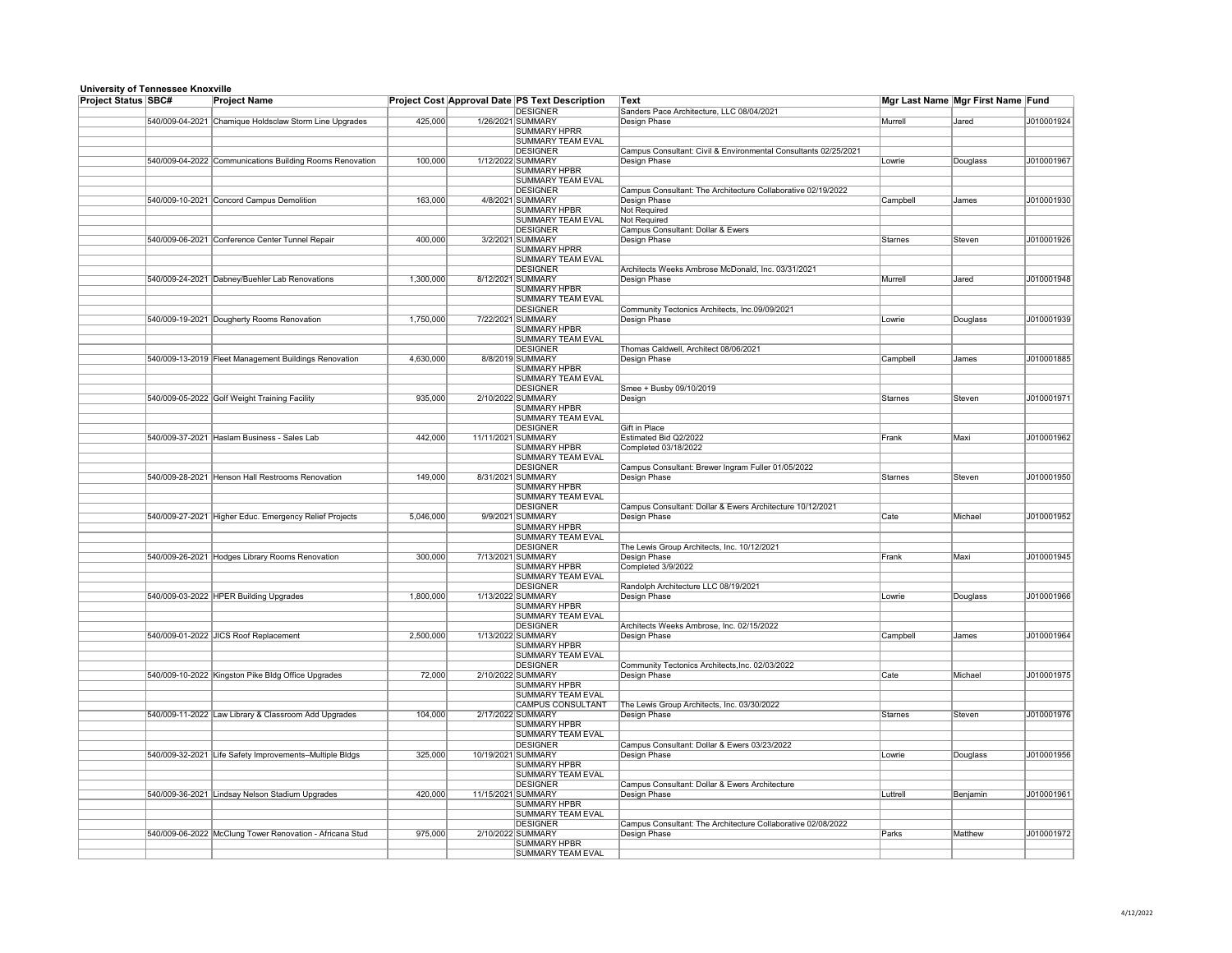**University of Tennessee Knoxville**

| Project Status | SBC# | Project Name | Project Cost | Approval Date | PS Text Description | Text | Mgr Last Name | Mgr First Name | Fund |
|---|---|---|---|---|---|---|---|---|---|
| | | | | | DESIGNER | Sanders Pace Architecture, LLC 08/04/2021 | | | |
| | 540/009-04-2021 | Chamique Holdsclaw Storm Line Upgrades | 425,000 | 1/26/2021 | SUMMARY | Design Phase | Murrell | Jared | J010001924 |
| | | | | | SUMMARY HPRR | | | | |
| | | | | | SUMMARY TEAM EVAL | | | | |
| | | | | | DESIGNER | Campus Consultant: Civil & Environmental Consultants 02/25/2021 | | | |
| | 540/009-04-2022 | Communications Building Rooms Renovation | 100,000 | 1/12/2022 | SUMMARY | Design Phase | Lowrie | Douglass | J010001967 |
| | | | | | SUMMARY HPBR | | | | |
| | | | | | SUMMARY TEAM EVAL | | | | |
| | | | | | DESIGNER | Campus Consultant: The Architecture Collaborative 02/19/2022 | | | |
| | 540/009-10-2021 | Concord Campus Demolition | 163,000 | 4/8/2021 | SUMMARY | Design Phase | Campbell | James | J010001930 |
| | | | | | SUMMARY HPBR | Not Required | | | |
| | | | | | SUMMARY TEAM EVAL | Not Required | | | |
| | | | | | DESIGNER | Campus Consultant: Dollar & Ewers | | | |
| | 540/009-06-2021 | Conference Center Tunnel Repair | 400,000 | 3/2/2021 | SUMMARY | Design Phase | Starnes | Steven | J010001926 |
| | | | | | SUMMARY HPRR | | | | |
| | | | | | SUMMARY TEAM EVAL | | | | |
| | | | | | DESIGNER | Architects Weeks Ambrose McDonald, Inc. 03/31/2021 | | | |
| | 540/009-24-2021 | Dabney/Buehler Lab Renovations | 1,300,000 | 8/12/2021 | SUMMARY | Design Phase | Murrell | Jared | J010001948 |
| | | | | | SUMMARY HPBR | | | | |
| | | | | | SUMMARY TEAM EVAL | | | | |
| | | | | | DESIGNER | Community Tectonics Architects, Inc.09/09/2021 | | | |
| | 540/009-19-2021 | Dougherty Rooms Renovation | 1,750,000 | 7/22/2021 | SUMMARY | Design Phase | Lowrie | Douglass | J010001939 |
| | | | | | SUMMARY HPBR | | | | |
| | | | | | SUMMARY TEAM EVAL | | | | |
| | | | | | DESIGNER | Thomas Caldwell, Architect 08/06/2021 | | | |
| | 540/009-13-2019 | Fleet Management Buildings Renovation | 4,630,000 | 8/8/2019 | SUMMARY | Design Phase | Campbell | James | J010001885 |
| | | | | | SUMMARY HPBR | | | | |
| | | | | | SUMMARY TEAM EVAL | | | | |
| | | | | | DESIGNER | Smee + Busby 09/10/2019 | | | |
| | 540/009-05-2022 | Golf Weight Training Facility | 935,000 | 2/10/2022 | SUMMARY | Design | Starnes | Steven | J010001971 |
| | | | | | SUMMARY HPBR | | | | |
| | | | | | SUMMARY TEAM EVAL | | | | |
| | | | | | DESIGNER | Gift in Place | | | |
| | 540/009-37-2021 | Haslam Business - Sales Lab | 442,000 | 11/11/2021 | SUMMARY | Estimated Bid Q2/2022 | Frank | Maxi | J010001962 |
| | | | | | SUMMARY HPBR | Completed 03/18/2022 | | | |
| | | | | | SUMMARY TEAM EVAL | | | | |
| | | | | | DESIGNER | Campus Consultant: Brewer Ingram Fuller 01/05/2022 | | | |
| | 540/009-28-2021 | Henson Hall Restrooms Renovation | 149,000 | 8/31/2021 | SUMMARY | Design Phase | Starnes | Steven | J010001950 |
| | | | | | SUMMARY HPBR | | | | |
| | | | | | SUMMARY TEAM EVAL | | | | |
| | | | | | DESIGNER | Campus Consultant: Dollar & Ewers Architecture 10/12/2021 | | | |
| | 540/009-27-2021 | Higher Educ. Emergency Relief Projects | 5,046,000 | 9/9/2021 | SUMMARY | Design Phase | Cate | Michael | J010001952 |
| | | | | | SUMMARY HPBR | | | | |
| | | | | | SUMMARY TEAM EVAL | | | | |
| | | | | | DESIGNER | The Lewis Group Architects, Inc. 10/12/2021 | | | |
| | 540/009-26-2021 | Hodges Library Rooms Renovation | 300,000 | 7/13/2021 | SUMMARY | Design Phase | Frank | Maxi | J010001945 |
| | | | | | SUMMARY HPBR | Completed 3/9/2022 | | | |
| | | | | | SUMMARY TEAM EVAL | | | | |
| | | | | | DESIGNER | Randolph Architecture LLC 08/19/2021 | | | |
| | 540/009-03-2022 | HPER Building Upgrades | 1,800,000 | 1/13/2022 | SUMMARY | Design Phase | Lowrie | Douglass | J010001966 |
| | | | | | SUMMARY HPBR | | | | |
| | | | | | SUMMARY TEAM EVAL | | | | |
| | | | | | DESIGNER | Architects Weeks Ambrose, Inc. 02/15/2022 | | | |
| | 540/009-01-2022 | JICS Roof Replacement | 2,500,000 | 1/13/2022 | SUMMARY | Design Phase | Campbell | James | J010001964 |
| | | | | | SUMMARY HPBR | | | | |
| | | | | | SUMMARY TEAM EVAL | | | | |
| | | | | | DESIGNER | Community Tectonics Architects,Inc. 02/03/2022 | | | |
| | 540/009-10-2022 | Kingston Pike Bldg Office Upgrades | 72,000 | 2/10/2022 | SUMMARY | Design Phase | Cate | Michael | J010001975 |
| | | | | | SUMMARY HPBR | | | | |
| | | | | | SUMMARY TEAM EVAL | | | | |
| | | | | | CAMPUS CONSULTANT | The Lewis Group Architects, Inc. 03/30/2022 | | | |
| | 540/009-11-2022 | Law Library & Classroom Add Upgrades | 104,000 | 2/17/2022 | SUMMARY | Design Phase | Starnes | Steven | J010001976 |
| | | | | | SUMMARY HPBR | | | | |
| | | | | | SUMMARY TEAM EVAL | | | | |
| | | | | | DESIGNER | Campus Consultant: Dollar & Ewers 03/23/2022 | | | |
| | 540/009-32-2021 | Life Safety Improvements–Multiple Bldgs | 325,000 | 10/19/2021 | SUMMARY | Design Phase | Lowrie | Douglass | J010001956 |
| | | | | | SUMMARY HPBR | | | | |
| | | | | | SUMMARY TEAM EVAL | | | | |
| | | | | | DESIGNER | Campus Consultant: Dollar & Ewers Architecture | | | |
| | 540/009-36-2021 | Lindsay Nelson Stadium Upgrades | 420,000 | 11/15/2021 | SUMMARY | Design Phase | Luttrell | Benjamin | J010001961 |
| | | | | | SUMMARY HPBR | | | | |
| | | | | | SUMMARY TEAM EVAL | | | | |
| | | | | | DESIGNER | Campus Consultant: The Architecture Collaborative 02/08/2022 | | | |
| | 540/009-06-2022 | McClung Tower Renovation - Africana Stud | 975,000 | 2/10/2022 | SUMMARY | Design Phase | Parks | Matthew | J010001972 |
| | | | | | SUMMARY HPBR | | | | |
| | | | | | SUMMARY TEAM EVAL | | | | |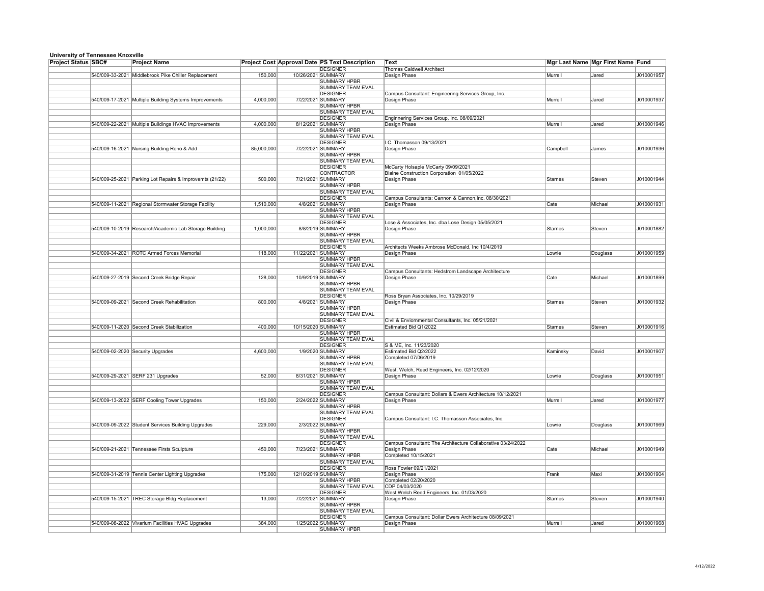**University of Tennessee Knoxville**

| Project Status | SBC# | Project Name | Project Cost | Approval Date | PS Text Description | Text | Mgr Last Name | Mgr First Name | Fund |
|---|---|---|---|---|---|---|---|---|---|
| | | | | | DESIGNER | Thomas Caldwell Architect | | | |
| | 540/009-33-2021 | Middlebrook Pike Chiller Replacement | 150,000 | 10/26/2021 | SUMMARY | Design Phase | Murrell | Jared | J010001957 |
| | | | | | SUMMARY HPBR | | | | |
| | | | | | SUMMARY TEAM EVAL | | | | |
| | | | | | DESIGNER | Campus Consultant: Engineering Services Group, Inc. | | | |
| | 540/009-17-2021 | Multiple Building Systems Improvements | 4,000,000 | 7/22/2021 | SUMMARY | Design Phase | Murrell | Jared | J010001937 |
| | | | | | SUMMARY HPBR | | | | |
| | | | | | SUMMARY TEAM EVAL | | | | |
| | | | | | DESIGNER | Enginnering Services Group, Inc. 08/09/2021 | | | |
| | 540/009-22-2021 | Multiple Buildings HVAC Improvements | 4,000,000 | 8/12/2021 | SUMMARY | Design Phase | Murrell | Jared | J010001946 |
| | | | | | SUMMARY HPBR | | | | |
| | | | | | SUMMARY TEAM EVAL | | | | |
| | | | | | DESIGNER | I.C. Thomasson 09/13/2021 | | | |
| | 540/009-16-2021 | Nursing Building Reno & Add | 85,000,000 | 7/22/2021 | SUMMARY | Design Phase | Campbell | James | J010001936 |
| | | | | | SUMMARY HPBR | | | | |
| | | | | | SUMMARY TEAM EVAL | | | | |
| | | | | | DESIGNER | McCarty Holsaple McCarty 09/09/2021 | | | |
| | | | | | CONTRACTOR | Blaine Construction Corporation 01/05/2022 | | | |
| | 540/009-25-2021 | Parking Lot Repairs & Improvemts (21/22) | 500,000 | 7/21/2021 | SUMMARY | Design Phase | Starnes | Steven | J010001944 |
| | | | | | SUMMARY HPBR | | | | |
| | | | | | SUMMARY TEAM EVAL | | | | |
| | | | | | DESIGNER | Campus Consultants: Cannon & Cannon,Inc. 08/30/2021 | | | |
| | 540/009-11-2021 | Regional Stormwater Storage Facility | 1,510,000 | 4/8/2021 | SUMMARY | Design Phase | Cate | Michael | J010001931 |
| | | | | | SUMMARY HPBR | | | | |
| | | | | | SUMMARY TEAM EVAL | | | | |
| | | | | | DESIGNER | Lose & Associates, Inc. dba Lose Design 05/05/2021 | | | |
| | 540/009-10-2019 | Research/Academic Lab Storage Building | 1,000,000 | 8/8/2019 | SUMMARY | Design Phase | Starnes | Steven | J010001882 |
| | | | | | SUMMARY HPBR | | | | |
| | | | | | SUMMARY TEAM EVAL | | | | |
| | | | | | DESIGNER | Architects Weeks Ambrose McDonald, Inc 10/4/2019 | | | |
| | 540/009-34-2021 | ROTC Armed Forces Memorial | 118,000 | 11/22/2021 | SUMMARY | Design Phase | Lowrie | Douglass | J010001959 |
| | | | | | SUMMARY HPBR | | | | |
| | | | | | SUMMARY TEAM EVAL | | | | |
| | | | | | DESIGNER | Campus Consultants: Hedstrom Landscape Architecture | | | |
| | 540/009-27-2019 | Second Creek Bridge Repair | 128,000 | 10/9/2019 | SUMMARY | Design Phase | Cate | Michael | J010001899 |
| | | | | | SUMMARY HPBR | | | | |
| | | | | | SUMMARY TEAM EVAL | | | | |
| | | | | | DESIGNER | Ross Bryan Associates, Inc. 10/29/2019 | | | |
| | 540/009-09-2021 | Second Creek Rehabilitation | 800,000 | 4/8/2021 | SUMMARY | Design Phase | Starnes | Steven | J010001932 |
| | | | | | SUMMARY HPBR | | | | |
| | | | | | SUMMARY TEAM EVAL | | | | |
| | | | | | DESIGNER | Civil & Enviornmental Consultants, Inc. 05/21/2021 | | | |
| | 540/009-11-2020 | Second Creek Stabilization | 400,000 | 10/15/2020 | SUMMARY | Estimated Bid Q1/2022 | Starnes | Steven | J010001916 |
| | | | | | SUMMARY HPBR | | | | |
| | | | | | SUMMARY TEAM EVAL | | | | |
| | | | | | DESIGNER | S & ME, Inc. 11/23/2020 | | | |
| | 540/009-02-2020 | Security Upgrades | 4,600,000 | 1/9/2020 | SUMMARY | Estimated Bid Q2/2022 | Kaminsky | David | J010001907 |
| | | | | | SUMMARY HPBR | Completed 07/06/2019 | | | |
| | | | | | SUMMARY TEAM EVAL | | | | |
| | | | | | DESIGNER | West, Welch, Reed Engineers, Inc. 02/12/2020 | | | |
| | 540/009-29-2021 | SERF 231 Upgrades | 52,000 | 8/31/2021 | SUMMARY | Design Phase | Lowrie | Douglass | J010001951 |
| | | | | | SUMMARY HPBR | | | | |
| | | | | | SUMMARY TEAM EVAL | | | | |
| | | | | | DESIGNER | Campus Consultant: Dollars & Ewers Architecture 10/12/2021 | | | |
| | 540/009-13-2022 | SERF Cooling Tower Upgrades | 150,000 | 2/24/2022 | SUMMARY | Design Phase | Murrell | Jared | J010001977 |
| | | | | | SUMMARY HPBR | | | | |
| | | | | | SUMMARY TEAM EVAL | | | | |
| | | | | | DESIGNER | Campus Consultant: I.C. Thomasson Associates, Inc. | | | |
| | 540/009-09-2022 | Student Services Building Upgrades | 229,000 | 2/3/2022 | SUMMARY | | Lowrie | Douglass | J010001969 |
| | | | | | SUMMARY HPBR | | | | |
| | | | | | SUMMARY TEAM EVAL | | | | |
| | | | | | DESIGNER | Campus Consultant: The Architecture Collaborative 03/24/2022 | | | |
| | 540/009-21-2021 | Tennessee Firsts Sculpture | 450,000 | 7/23/2021 | SUMMARY | Design Phase | Cate | Michael | J010001949 |
| | | | | | SUMMARY HPBR | Completed 10/15/2021 | | | |
| | | | | | SUMMARY TEAM EVAL | | | | |
| | | | | | DESIGNER | Ross Fowler 09/21/2021 | | | |
| | 540/009-31-2019 | Tennis Center Lighting Upgrades | 175,000 | 12/10/2019 | SUMMARY | Design Phase | Frank | Maxi | J010001904 |
| | | | | | SUMMARY HPBR | Completed 02/20/2020 | | | |
| | | | | | SUMMARY TEAM EVAL | CDP 04/03/2020 | | | |
| | | | | | DESIGNER | West Welch Reed Engineers, Inc. 01/03/2020 | | | |
| | 540/009-15-2021 | TREC Storage Bldg Replacement | 13,000 | 7/22/2021 | SUMMARY | Design Phase | Starnes | Steven | J010001940 |
| | | | | | SUMMARY HPBR | | | | |
| | | | | | SUMMARY TEAM EVAL | | | | |
| | | | | | DESIGNER | Campus Consultant: Dollar Ewers Architecture 08/09/2021 | | | |
| | 540/009-08-2022 | Vivarium Facilities HVAC Upgrades | 384,000 | 1/25/2022 | SUMMARY | Design Phase | Murrell | Jared | J010001968 |
| | | | | | SUMMARY HPBR | | | | |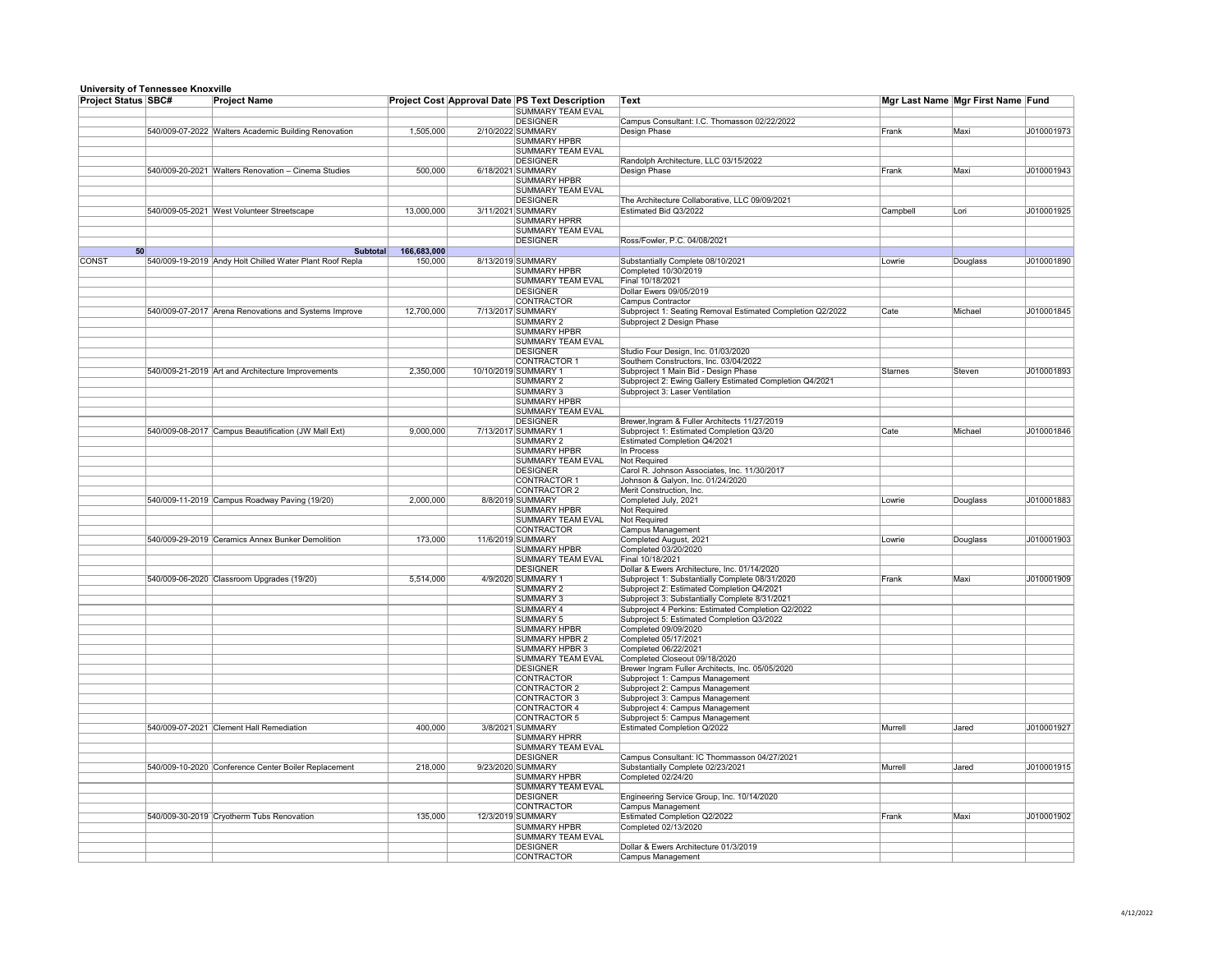**University of Tennessee Knoxville**

| Project Status | SBC# | Project Name | Project Cost | Approval Date | PS Text Description | Text | Mgr Last Name | Mgr First Name | Fund |
|---|---|---|---|---|---|---|---|---|---|
| | | | | | SUMMARY TEAM EVAL | | | | |
| | | | | | DESIGNER | Campus Consultant: I.C. Thomasson 02/22/2022 | | | |
| | 540/009-07-2022 | Walters Academic Building Renovation | 1,505,000 | 2/10/2022 | SUMMARY | Design Phase | Frank | Maxi | J010001973 |
| | | | | | SUMMARY HPBR | | | | |
| | | | | | SUMMARY TEAM EVAL | | | | |
| | | | | | DESIGNER | Randolph Architecture, LLC 03/15/2022 | | | |
| | 540/009-20-2021 | Walters Renovation – Cinema Studies | 500,000 | 6/18/2021 | SUMMARY | Design Phase | Frank | Maxi | J010001943 |
| | | | | | SUMMARY HPBR | | | | |
| | | | | | SUMMARY TEAM EVAL | | | | |
| | | | | | DESIGNER | The Architecture Collaborative, LLC 09/09/2021 | | | |
| | 540/009-05-2021 | West Volunteer Streetscape | 13,000,000 | 3/11/2021 | SUMMARY | Estimated Bid Q3/2022 | Campbell | Lori | J010001925 |
| | | | | | SUMMARY HPRR | | | | |
| | | | | | SUMMARY TEAM EVAL | | | | |
| | | | | | DESIGNER | Ross/Fowler, P.C. 04/08/2021 | | | |
| 50 | | **Subtotal** | **166,683,000** | | | | | | |
| CONST | 540/009-19-2019 | Andy Holt Chilled Water Plant Roof Repla | 150,000 | 8/13/2019 | SUMMARY | Substantially Complete 08/10/2021 | Lowrie | Douglass | J010001890 |
| | | | | | SUMMARY HPBR | Completed 10/30/2019 | | | |
| | | | | | SUMMARY TEAM EVAL | Final 10/18/2021 | | | |
| | | | | | DESIGNER | Dollar Ewers 09/05/2019 | | | |
| | | | | | CONTRACTOR | Campus Contractor | | | |
| | 540/009-07-2017 | Arena Renovations and Systems Improve | 12,700,000 | 7/13/2017 | SUMMARY | Subproject 1: Seating Removal Estimated Completion Q2/2022 | Cate | Michael | J010001845 |
| | | | | | SUMMARY 2 | Subproject 2 Design Phase | | | |
| | | | | | SUMMARY HPBR | | | | |
| | | | | | SUMMARY TEAM EVAL | | | | |
| | | | | | DESIGNER | Studio Four Design, Inc. 01/03/2020 | | | |
| | | | | | CONTRACTOR 1 | Southern Constructors, Inc. 03/04/2022 | | | |
| | 540/009-21-2019 | Art and Architecture Improvements | 2,350,000 | 10/10/2019 | SUMMARY 1 | Subproject 1 Main Bid - Design Phase | Starnes | Steven | J010001893 |
| | | | | | SUMMARY 2 | Subproject 2: Ewing Gallery Estimated Completion Q4/2021 | | | |
| | | | | | SUMMARY 3 | Subproject 3: Laser Ventilation | | | |
| | | | | | SUMMARY HPBR | | | | |
| | | | | | SUMMARY TEAM EVAL | | | | |
| | | | | | DESIGNER | Brewer,Ingram & Fuller Architects 11/27/2019 | | | |
| | 540/009-08-2017 | Campus Beautification (JW Mall Ext) | 9,000,000 | 7/13/2017 | SUMMARY 1 | Subproject 1: Estimated Completion Q3/20 | Cate | Michael | J010001846 |
| | | | | | SUMMARY 2 | Estimated Completion Q4/2021 | | | |
| | | | | | SUMMARY HPBR | In Process | | | |
| | | | | | SUMMARY TEAM EVAL | Not Required | | | |
| | | | | | DESIGNER | Carol R. Johnson Associates, Inc. 11/30/2017 | | | |
| | | | | | CONTRACTOR 1 | Johnson & Galyon, Inc. 01/24/2020 | | | |
| | | | | | CONTRACTOR 2 | Merit Construction, Inc. | | | |
| | 540/009-11-2019 | Campus Roadway Paving (19/20) | 2,000,000 | 8/8/2019 | SUMMARY | Completed July, 2021 | Lowrie | Douglass | J010001883 |
| | | | | | SUMMARY HPBR | Not Required | | | |
| | | | | | SUMMARY TEAM EVAL | Not Required | | | |
| | | | | | CONTRACTOR | Campus Management | | | |
| | 540/009-29-2019 | Ceramics Annex Bunker Demolition | 173,000 | 11/6/2019 | SUMMARY | Completed August, 2021 | Lowrie | Douglass | J010001903 |
| | | | | | SUMMARY HPBR | Completed 03/20/2020 | | | |
| | | | | | SUMMARY TEAM EVAL | Final 10/18/2021 | | | |
| | | | | | DESIGNER | Dollar & Ewers Architecture, Inc. 01/14/2020 | | | |
| | 540/009-06-2020 | Classroom Upgrades (19/20) | 5,514,000 | 4/9/2020 | SUMMARY 1 | Subproject 1: Substantially Complete 08/31/2020 | Frank | Maxi | J010001909 |
| | | | | | SUMMARY 2 | Subproject 2: Estimated Completion Q4/2021 | | | |
| | | | | | SUMMARY 3 | Subproject 3: Substantially Complete 8/31/2021 | | | |
| | | | | | SUMMARY 4 | Subproject 4 Perkins: Estimated Completion Q2/2022 | | | |
| | | | | | SUMMARY 5 | Subproject 5: Estimated Completion Q3/2022 | | | |
| | | | | | SUMMARY HPBR | Completed 09/09/2020 | | | |
| | | | | | SUMMARY HPBR 2 | Completed 05/17/2021 | | | |
| | | | | | SUMMARY HPBR 3 | Completed 06/22/2021 | | | |
| | | | | | SUMMARY TEAM EVAL | Completed Closeout 09/18/2020 | | | |
| | | | | | DESIGNER | Brewer Ingram Fuller Architects, Inc. 05/05/2020 | | | |
| | | | | | CONTRACTOR | Subproject 1: Campus Management | | | |
| | | | | | CONTRACTOR 2 | Subproject 2: Campus Management | | | |
| | | | | | CONTRACTOR 3 | Subproject 3: Campus Management | | | |
| | | | | | CONTRACTOR 4 | Subproject 4: Campus Management | | | |
| | | | | | CONTRACTOR 5 | Subproject 5: Campus Management | | | |
| | 540/009-07-2021 | Clement Hall Remediation | 400,000 | 3/8/2021 | SUMMARY | Estimated Completion Q/2022 | Murrell | Jared | J010001927 |
| | | | | | SUMMARY HPRR | | | | |
| | | | | | SUMMARY TEAM EVAL | | | | |
| | | | | | DESIGNER | Campus Consultant: IC Thommasson 04/27/2021 | | | |
| | 540/009-10-2020 | Conference Center Boiler Replacement | 218,000 | 9/23/2020 | SUMMARY | Substantially Complete 02/23/2021 | Murrell | Jared | J010001915 |
| | | | | | SUMMARY HPBR | Completed 02/24/20 | | | |
| | | | | | SUMMARY TEAM EVAL | | | | |
| | | | | | DESIGNER | Engineering Service Group, Inc. 10/14/2020 | | | |
| | | | | | CONTRACTOR | Campus Management | | | |
| | 540/009-30-2019 | Cryotherm Tubs Renovation | 135,000 | 12/3/2019 | SUMMARY | Estimated Completion Q2/2022 | Frank | Maxi | J010001902 |
| | | | | | SUMMARY HPBR | Completed 02/13/2020 | | | |
| | | | | | SUMMARY TEAM EVAL | | | | |
| | | | | | DESIGNER | Dollar & Ewers Architecture 01/3/2019 | | | |
| | | | | | CONTRACTOR | Campus Management | | | |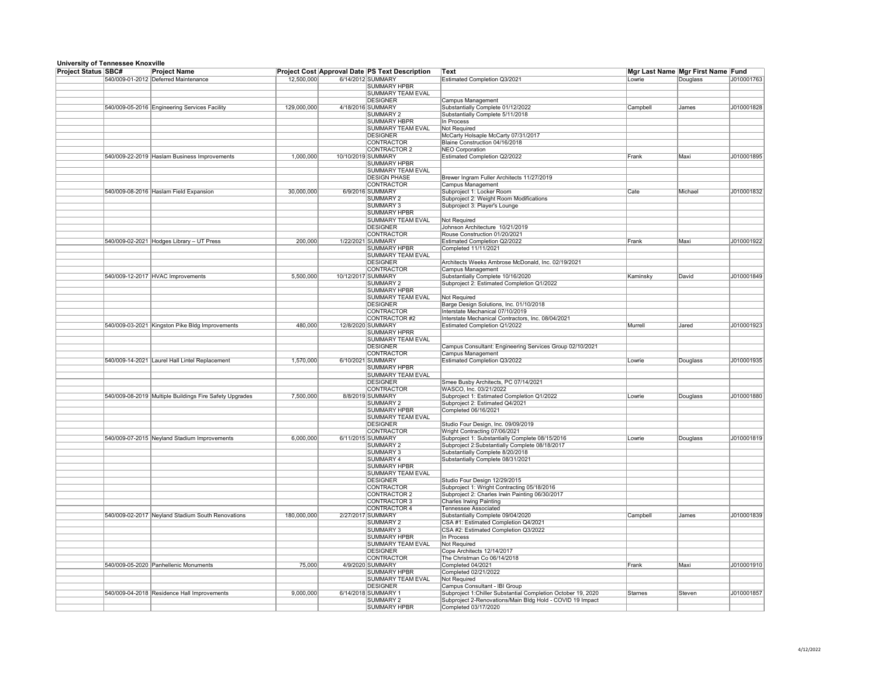**University of Tennessee Knoxville**

| Project Status | SBC# | Project Name | Project Cost | Approval Date | PS Text Description | Text | Mgr Last Name | Mgr First Name | Fund |
|---|---|---|---|---|---|---|---|---|---|
| | 540/009-01-2012 | Deferred Maintenance | 12,500,000 | 6/14/2012 | SUMMARY | Estimated Completion Q3/2021 | Lowrie | Douglass | J010001763 |
| | | | | | SUMMARY HPBR | | | | |
| | | | | | SUMMARY TEAM EVAL | | | | |
| | | | | | DESIGNER | Campus Management | | | |
| | 540/009-05-2016 | Engineering Services Facility | 129,000,000 | 4/18/2016 | SUMMARY | Substantially Complete 01/12/2022 | Campbell | James | J010001828 |
| | | | | | SUMMARY 2 | Substantially Complete 5/11/2018 | | | |
| | | | | | SUMMARY HBPR | In Process | | | |
| | | | | | SUMMARY TEAM EVAL | Not Required | | | |
| | | | | | DESIGNER | McCarty Holsaple McCarty 07/31/2017 | | | |
| | | | | | CONTRACTOR | Blaine Construction 04/16/2018 | | | |
| | | | | | CONTRACTOR 2 | NEO Corporation | | | |
| | 540/009-22-2019 | Haslam Business Improvements | 1,000,000 | 10/10/2019 | SUMMARY | Estimated Completion Q2/2022 | Frank | Maxi | J010001895 |
| | | | | | SUMMARY HPBR | | | | |
| | | | | | SUMMARY TEAM EVAL | | | | |
| | | | | | DESIGN PHASE | Brewer Ingram Fuller Architects 11/27/2019 | | | |
| | | | | | CONTRACTOR | Campus Management | | | |
| | 540/009-08-2016 | Haslam Field Expansion | 30,000,000 | 6/9/2016 | SUMMARY | Subproject 1: Locker Room | Cate | Michael | J010001832 |
| | | | | | SUMMARY 2 | Subproject 2: Weight Room Modifications | | | |
| | | | | | SUMMARY 3 | Subproject 3: Player's Lounge | | | |
| | | | | | SUMMARY HPBR | | | | |
| | | | | | SUMMARY TEAM EVAL | Not Required | | | |
| | | | | | DESIGNER | Johnson Architecture 10/21/2019 | | | |
| | | | | | CONTRACTOR | Rouse Construction 01/20/2021 | | | |
| | 540/009-02-2021 | Hodges Library – UT Press | 200,000 | 1/22/2021 | SUMMARY | Estimated Completion Q2/2022 | Frank | Maxi | J010001922 |
| | | | | | SUMMARY HPBR | Completed 11/11/2021 | | | |
| | | | | | SUMMARY TEAM EVAL | | | | |
| | | | | | DESIGNER | Architects Weeks Ambrose McDonald, Inc. 02/19/2021 | | | |
| | | | | | CONTRACTOR | Campus Management | | | |
| | 540/009-12-2017 | HVAC Improvements | 5,500,000 | 10/12/2017 | SUMMARY | Substantially Complete 10/16/2020 | Kaminsky | David | J010001849 |
| | | | | | SUMMARY 2 | Subproject 2: Estimated Completion Q1/2022 | | | |
| | | | | | SUMMARY HPBR | | | | |
| | | | | | SUMMARY TEAM EVAL | Not Required | | | |
| | | | | | DESIGNER | Barge Design Solutions, Inc. 01/10/2018 | | | |
| | | | | | CONTRACTOR | Interstate Mechanical 07/10/2019 | | | |
| | | | | | CONTRACTOR #2 | Interstate Mechanical Contractors, Inc. 08/04/2021 | | | |
| | 540/009-03-2021 | Kingston Pike Bldg Improvements | 480,000 | 12/8/2020 | SUMMARY | Estimated Completion Q1/2022 | Murrell | Jared | J010001923 |
| | | | | | SUMMARY HPRR | | | | |
| | | | | | SUMMARY TEAM EVAL | | | | |
| | | | | | DESIGNER | Campus Consultant: Engineering Services Group 02/10/2021 | | | |
| | | | | | CONTRACTOR | Campus Management | | | |
| | 540/009-14-2021 | Laurel Hall Lintel Replacement | 1,570,000 | 6/10/2021 | SUMMARY | Estimated Completion Q3/2022 | Lowrie | Douglass | J010001935 |
| | | | | | SUMMARY HPBR | | | | |
| | | | | | SUMMARY TEAM EVAL | | | | |
| | | | | | DESIGNER | Smee Busby Architects, PC 07/14/2021 | | | |
| | | | | | CONTRACTOR | WASCO, Inc. 03/21/2022 | | | |
| | 540/009-08-2019 | Multiple Buildings Fire Safety Upgrades | 7,500,000 | 8/8/2019 | SUMMARY | Subproject 1: Estimated Completion Q1/2022 | Lowrie | Douglass | J010001880 |
| | | | | | SUMMARY 2 | Subproject 2: Estimated Q4/2021 | | | |
| | | | | | SUMMARY HPBR | Completed 06/16/2021 | | | |
| | | | | | SUMMARY TEAM EVAL | | | | |
| | | | | | DESIGNER | Studio Four Design, Inc. 09/09/2019 | | | |
| | | | | | CONTRACTOR | Wright Contracting 07/06/2021 | | | |
| | 540/009-07-2015 | Neyland Stadium Improvements | 6,000,000 | 6/11/2015 | SUMMARY | Subproject 1: Substantially Complete 08/15/2016 | Lowrie | Douglass | J010001819 |
| | | | | | SUMMARY 2 | Subproject 2:Substantially Complete 08/18/2017 | | | |
| | | | | | SUMMARY 3 | Substantially Complete 8/20/2018 | | | |
| | | | | | SUMMARY 4 | Substantially Complete 08/31/2021 | | | |
| | | | | | SUMMARY HPBR | | | | |
| | | | | | SUMMARY TEAM EVAL | | | | |
| | | | | | DESIGNER | Studio Four Design 12/29/2015 | | | |
| | | | | | CONTRACTOR | Subproject 1: Wright Contracting 05/18/2016 | | | |
| | | | | | CONTRACTOR 2 | Subproject 2: Charles Irwin Painting 06/30/2017 | | | |
| | | | | | CONTRACTOR 3 | Charles Irwing Painting | | | |
| | | | | | CONTRACTOR 4 | Tennessee Associated | | | |
| | 540/009-02-2017 | Neyland Stadium South Renovations | 180,000,000 | 2/27/2017 | SUMMARY | Substantially Complete 09/04/2020 | Campbell | James | J010001839 |
| | | | | | SUMMARY 2 | CSA #1: Estimated Completion Q4/2021 | | | |
| | | | | | SUMMARY 3 | CSA #2: Estimated Completion Q3/2022 | | | |
| | | | | | SUMMARY HPBR | In Process | | | |
| | | | | | SUMMARY TEAM EVAL | Not Required | | | |
| | | | | | DESIGNER | Cope Architects 12/14/2017 | | | |
| | | | | | CONTRACTOR | The Christman Co 06/14/2018 | | | |
| | 540/009-05-2020 | Panhellenic Monuments | 75,000 | 4/9/2020 | SUMMARY | Completed 04/2021 | Frank | Maxi | J010001910 |
| | | | | | SUMMARY HPBR | Completed 02/21/2022 | | | |
| | | | | | SUMMARY TEAM EVAL | Not Required | | | |
| | | | | | DESIGNER | Campus Consultant - IBI Group | | | |
| | 540/009-04-2018 | Residence Hall Improvements | 9,000,000 | 6/14/2018 | SUMMARY 1 | Subproject 1:Chiller Substantial Completion October 19, 2020 | Starnes | Steven | J010001857 |
| | | | | | SUMMARY 2 | Subproject 2-Renovations/Main Bldg Hold - COVID 19 Impact | | | |
| | | | | | SUMMARY HPBR | Completed 03/17/2020 | | | |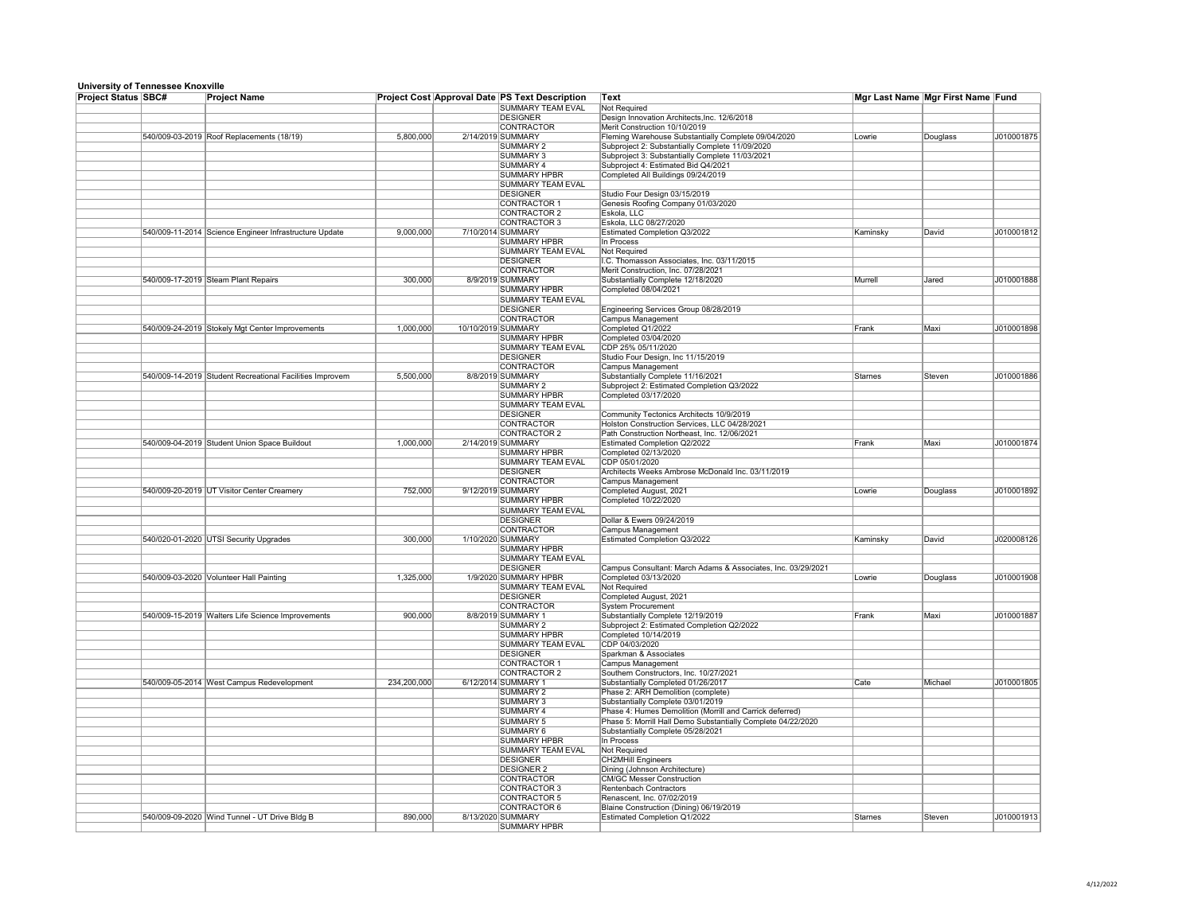**University of Tennessee Knoxville**

| Project Status | SBC# | Project Name | Project Cost | Approval Date | PS Text Description | Text | Mgr Last Name | Mgr First Name | Fund |
|---|---|---|---|---|---|---|---|---|---|
| | | | | | SUMMARY TEAM EVAL | Not Required | | | |
| | | | | | DESIGNER | Design Innovation Architects,Inc. 12/6/2018 | | | |
| | | | | | CONTRACTOR | Merit Construction 10/10/2019 | | | |
| | 540/009-03-2019 | Roof Replacements (18/19) | 5,800,000 | 2/14/2019 | SUMMARY | Fleming Warehouse Substantially Complete 09/04/2020 | Lowrie | Douglass | J010001875 |
| | | | | | SUMMARY 2 | Subproject 2: Substantially Complete 11/09/2020 | | | |
| | | | | | SUMMARY 3 | Subproject 3: Substantially Complete 11/03/2021 | | | |
| | | | | | SUMMARY 4 | Subproject 4: Estimated Bid Q4/2021 | | | |
| | | | | | SUMMARY HPBR | Completed All Buildings 09/24/2019 | | | |
| | | | | | SUMMARY TEAM EVAL | | | | |
| | | | | | DESIGNER | Studio Four Design 03/15/2019 | | | |
| | | | | | CONTRACTOR 1 | Genesis Roofing Company 01/03/2020 | | | |
| | | | | | CONTRACTOR 2 | Eskola, LLC | | | |
| | | | | | CONTRACTOR 3 | Eskola, LLC 08/27/2020 | | | |
| | 540/009-11-2014 | Science Engineer Infrastructure Update | 9,000,000 | 7/10/2014 | SUMMARY | Estimated Completion Q3/2022 | Kaminsky | David | J010001812 |
| | | | | | SUMMARY HPBR | In Process | | | |
| | | | | | SUMMARY TEAM EVAL | Not Required | | | |
| | | | | | DESIGNER | I.C. Thomasson Associates, Inc. 03/11/2015 | | | |
| | | | | | CONTRACTOR | Merit Construction, Inc. 07/28/2021 | | | |
| | 540/009-17-2019 | Steam Plant Repairs | 300,000 | 8/9/2019 | SUMMARY | Substantially Complete 12/18/2020 | Murrell | Jared | J010001888 |
| | | | | | SUMMARY HPBR | Completed 08/04/2021 | | | |
| | | | | | SUMMARY TEAM EVAL | | | | |
| | | | | | DESIGNER | Engineering Services Group 08/28/2019 | | | |
| | | | | | CONTRACTOR | Campus Management | | | |
| | 540/009-24-2019 | Stokely Mgt Center Improvements | 1,000,000 | 10/10/2019 | SUMMARY | Completed Q1/2022 | Frank | Maxi | J010001898 |
| | | | | | SUMMARY HPBR | Completed 03/04/2020 | | | |
| | | | | | SUMMARY TEAM EVAL | CDP 25% 05/11/2020 | | | |
| | | | | | DESIGNER | Studio Four Design, Inc 11/15/2019 | | | |
| | | | | | CONTRACTOR | Campus Management | | | |
| | 540/009-14-2019 | Student Recreational Facilities Improvem | 5,500,000 | 8/8/2019 | SUMMARY | Substantially Complete 11/16/2021 | Starnes | Steven | J010001886 |
| | | | | | SUMMARY 2 | Subproject 2: Estimated Completion Q3/2022 | | | |
| | | | | | SUMMARY HPBR | Completed 03/17/2020 | | | |
| | | | | | SUMMARY TEAM EVAL | | | | |
| | | | | | DESIGNER | Community Tectonics Architects 10/9/2019 | | | |
| | | | | | CONTRACTOR | Holston Construction Services, LLC 04/28/2021 | | | |
| | | | | | CONTRACTOR 2 | Path Construction Northeast, Inc. 12/06/2021 | | | |
| | 540/009-04-2019 | Student Union Space Buildout | 1,000,000 | 2/14/2019 | SUMMARY | Estimated Completion Q2/2022 | Frank | Maxi | J010001874 |
| | | | | | SUMMARY HPBR | Completed 02/13/2020 | | | |
| | | | | | SUMMARY TEAM EVAL | CDP 05/01/2020 | | | |
| | | | | | DESIGNER | Architects Weeks Ambrose McDonald Inc. 03/11/2019 | | | |
| | | | | | CONTRACTOR | Campus Management | | | |
| | 540/009-20-2019 | UT Visitor Center Creamery | 752,000 | 9/12/2019 | SUMMARY | Completed August, 2021 | Lowrie | Douglass | J010001892 |
| | | | | | SUMMARY HPBR | Completed 10/22/2020 | | | |
| | | | | | SUMMARY TEAM EVAL | | | | |
| | | | | | DESIGNER | Dollar & Ewers 09/24/2019 | | | |
| | | | | | CONTRACTOR | Campus Management | | | |
| | 540/020-01-2020 | UTSI Security Upgrades | 300,000 | 1/10/2020 | SUMMARY | Estimated Completion Q3/2022 | Kaminsky | David | J020008126 |
| | | | | | SUMMARY HPBR | | | | |
| | | | | | SUMMARY TEAM EVAL | | | | |
| | | | | | DESIGNER | Campus Consultant: March Adams & Associates, Inc. 03/29/2021 | | | |
| | 540/009-03-2020 | Volunteer Hall Painting | 1,325,000 | 1/9/2020 | SUMMARY HPBR | Completed 03/13/2020 | Lowrie | Douglass | J010001908 |
| | | | | | SUMMARY TEAM EVAL | Not Required | | | |
| | | | | | DESIGNER | Completed August, 2021 | | | |
| | | | | | CONTRACTOR | System Procurement | | | |
| | 540/009-15-2019 | Walters Life Science Improvements | 900,000 | 8/8/2019 | SUMMARY 1 | Substantially Complete 12/19/2019 | Frank | Maxi | J010001887 |
| | | | | | SUMMARY 2 | Subproject 2: Estimated Completion Q2/2022 | | | |
| | | | | | SUMMARY HPBR | Completed 10/14/2019 | | | |
| | | | | | SUMMARY TEAM EVAL | CDP 04/03/2020 | | | |
| | | | | | DESIGNER | Sparkman & Associates | | | |
| | | | | | CONTRACTOR 1 | Campus Management | | | |
| | | | | | CONTRACTOR 2 | Southern Constructors, Inc. 10/27/2021 | | | |
| | 540/009-05-2014 | West Campus Redevelopment | 234,200,000 | 6/12/2014 | SUMMARY 1 | Substantially Completed 01/26/2017 | Cate | Michael | J010001805 |
| | | | | | SUMMARY 2 | Phase 2: ARH Demolition (complete) | | | |
| | | | | | SUMMARY 3 | Substantially Complete 03/01/2019 | | | |
| | | | | | SUMMARY 4 | Phase 4: Humes Demolition (Morrill and Carrick deferred) | | | |
| | | | | | SUMMARY 5 | Phase 5: Morrill Hall Demo Substantially Complete 04/22/2020 | | | |
| | | | | | SUMMARY 6 | Substantially Complete 05/28/2021 | | | |
| | | | | | SUMMARY HPBR | In Process | | | |
| | | | | | SUMMARY TEAM EVAL | Not Required | | | |
| | | | | | DESIGNER | CH2MHill Engineers | | | |
| | | | | | DESIGNER 2 | Dining (Johnson Architecture) | | | |
| | | | | | CONTRACTOR | CM/GC Messer Construction | | | |
| | | | | | CONTRACTOR 3 | Rentenbach Contractors | | | |
| | | | | | CONTRACTOR 5 | Renascent, Inc. 07/02/2019 | | | |
| | | | | | CONTRACTOR 6 | Blaine Construction (Dining) 06/19/2019 | | | |
| | 540/009-09-2020 | Wind Tunnel - UT Drive Bldg B | 890,000 | 8/13/2020 | SUMMARY | Estimated Completion Q1/2022 | Starnes | Steven | J010001913 |
| | | | | | SUMMARY HPBR | | | | |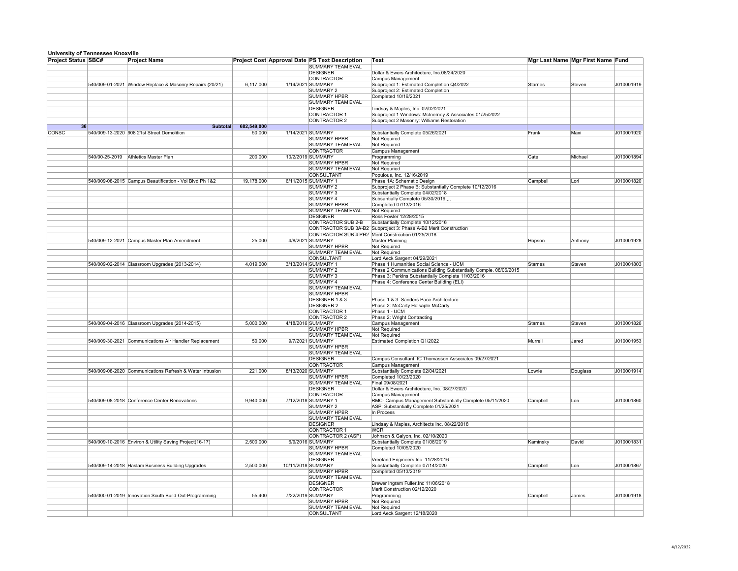**University of Tennessee Knoxville**

| Project Status | SBC# | Project Name | Project Cost | Approval Date | PS Text Description | Text | Mgr Last Name | Mgr First Name | Fund |
|---|---|---|---|---|---|---|---|---|---|
| | | | | | SUMMARY TEAM EVAL | | | | |
| | | | | | DESIGNER | Dollar & Ewers Architecture, Inc.08/24/2020 | | | |
| | | | | | CONTRACTOR | Campus Management | | | |
| | 540/009-01-2021 | Window Replace & Masonry Repairs (20/21) | 6,117,000 | 1/14/2021 | SUMMARY | Subproject 1: Estimated Completion Q4/2022 | Starnes | Steven | J010001919 |
| | | | | | SUMMARY 2 | Subproject 2: Estimated Completion | | | |
| | | | | | SUMMARY HPBR | Completed 10/19/2021 | | | |
| | | | | | SUMMARY TEAM EVAL | | | | |
| | | | | | DESIGNER | Lindsay & Maples, Inc. 02/02/2021 | | | |
| | | | | | CONTRACTOR 1 | Subproject 1 Windows: McInerney & Associates 01/25/2022 | | | |
| | | | | | CONTRACTOR 2 | Subproject 2 Masonry: Williams Restoration | | | |
| 36 | | Subtotal | 682,549,000 | | | | | | |
| CONSC | 540/009-13-2020 | 908 21st Street Demolition | 50,000 | 1/14/2021 | SUMMARY | Substantially Complete 05/26/2021 | Frank | Maxi | J010001920 |
| | | | | | SUMMARY HPBR | Not Required | | | |
| | | | | | SUMMARY TEAM EVAL | Not Required | | | |
| | | | | | CONTRACTOR | Campus Management | | | |
| | 540/00-25-2019 | Athletics Master Plan | 200,000 | 10/2/2019 | SUMMARY | Programming | Cate | Michael | J010001894 |
| | | | | | SUMMARY HPBR | Not Required | | | |
| | | | | | SUMMARY TEAM EVAL | Not Requried | | | |
| | | | | | CONSULTANT | Populous, Inc. 12/16/2019 | | | |
| | 540/009-08-2015 | Campus Beautification - Vol Blvd Ph 1&2 | 19,178,000 | 6/11/2015 | SUMMARY 1 | Phase 1A: Schematic Design | Campbell | Lori | J010001820 |
| | | | | | SUMMARY 2 | Subproject 2 Phase B: Substantially Complete 10/12/2016 | | | |
| | | | | | SUMMARY 3 | Substantially Complete 04/02/2018 | | | |
| | | | | | SUMMARY 4 | Subsantially Complete 05/30/2019,,,, | | | |
| | | | | | SUMMARY HPBR | Completed 07/13/2016 | | | |
| | | | | | SUMMARY TEAM EVAL | Not Required | | | |
| | | | | | DESIGNER | Ross Fowler 12/28/2015 | | | |
| | | | | | CONTRACTOR SUB 2-B | Substantially Complete 10/12/2016 | | | |
| | | | | | CONTRACTOR SUB 3A-B2 | Subproject 3: Phase A-B2 Merit Construction | | | |
| | | | | | CONTRACTOR SUB 4:PH2 | Merit Constrcution 01/25/2018 | | | |
| | 540/009-12-2021 | Campus Master Plan Amendment | 25,000 | 4/8/2021 | SUMMARY | Master Planning | Hopson | Anthony | J010001928 |
| | | | | | SUMMARY HPBR | Not Required | | | |
| | | | | | SUMMARY TEAM EVAL | Not Required | | | |
| | | | | | CONSULTANT | Lord Aeck Sargent 04/29/2021 | | | |
| | 540/009-02-2014 | Classroom Upgrades (2013-2014) | 4,019,000 | 3/13/2014 | SUMMARY 1 | Phase 1 Humanities Social Science - UCM | Starnes | Steven | J010001803 |
| | | | | | SUMMARY 2 | Phase 2 Communications Building Substantially Comple. 08/06/2015 | | | |
| | | | | | SUMMARY 3 | Phase 3: Perkins Substantially Complete 11/03/2016 | | | |
| | | | | | SUMMARY 4 | Phase 4: Conference Center Building (ELI) | | | |
| | | | | | SUMMARY TEAM EVAL | | | | |
| | | | | | SUMMARY HPBR | | | | |
| | | | | | DESIGNER 1 & 3 | Phase 1 & 3: Sanders Pace Architecture | | | |
| | | | | | DESIGNER 2 | Phase 2: McCarty Holsaple McCarty | | | |
| | | | | | CONTRACTOR 1 | Phase 1 - UCM | | | |
| | | | | | CONTRACTOR 2 | Phase 2: Wright Contracting | | | |
| | 540/009-04-2016 | Classroom Upgrades (2014-2015) | 5,000,000 | 4/18/2016 | SUMMARY | Campus Management | Starnes | Steven | J010001826 |
| | | | | | SUMMARY HPBR | Not Required | | | |
| | | | | | SUMMARY TEAM EVAL | Not Required | | | |
| | 540/009-30-2021 | Communications Air Handler Replacement | 50,000 | 9/7/2021 | SUMMARY | Estimated Completion Q1/2022 | Murrell | Jared | J010001953 |
| | | | | | SUMMARY HPBR | | | | |
| | | | | | SUMMARY TEAM EVAL | | | | |
| | | | | | DESIGNER | Campus Consultant: IC Thomasson Associates 09/27/2021 | | | |
| | | | | | CONTRACTOR | Campus Management | | | |
| | 540/009-08-2020 | Communications Refresh & Water Intrusion | 221,000 | 8/13/2020 | SUMMARY | Substantially Complete 02/04/2021 | Lowrie | Douglass | J010001914 |
| | | | | | SUMMARY HPBR | Completed 10/23/2020 | | | |
| | | | | | SUMMARY TEAM EVAL | Final 09/08/2021 | | | |
| | | | | | DESIGNER | Dollar & Ewers Architecture, Inc. 08/27/2020 | | | |
| | | | | | CONTRACTOR | Campus Management | | | |
| | 540/009-08-2018 | Conference Center Renovations | 9,940,000 | 7/12/2018 | SUMMARY 1 | RMC- Campus Management Substantially Complete 05/11/2020 | Campbell | Lori | J010001860 |
| | | | | | SUMMARY 2 | ASP: Substantially Complete 01/25/2021 | | | |
| | | | | | SUMMARY HPBR | In Process | | | |
| | | | | | SUMMARY TEAM EVAL | | | | |
| | | | | | DESIGNER | Lindsay & Maples, Architects Inc. 08/22/2018 | | | |
| | | | | | CONTRACTOR 1 | WCR | | | |
| | | | | | CONTRACTOR 2 (ASP) | Johnson & Galyon, Inc. 02/10/2020 | | | |
| | 540/009-10-2016 | Environ & Utility Saving Project(16-17) | 2,500,000 | 6/9/2016 | SUMMARY | Substantially Complete 01/08/2019 | Kaminsky | David | J010001831 |
| | | | | | SUMMARY HPBR | Completed 10/05/2020 | | | |
| | | | | | SUMMARY TEAM EVAL | | | | |
| | | | | | DESIGNER | Vreeland Engineers Inc. 11/28/2016 | | | |
| | 540/009-14-2018 | Haslam Business Building Upgrades | 2,500,000 | 10/11/2018 | SUMMARY | Substantially Complete 07/14/2020 | Campbell | Lori | J010001867 |
| | | | | | SUMMARY HPBR | Completed 05/13/2019 | | | |
| | | | | | SUMMARY TEAM EVAL | | | | |
| | | | | | DESIGNER | Brewer Ingram Fuller,Inc 11/06/2018 | | | |
| | | | | | CONTRACTOR | Merit Construction 02/12/2020 | | | |
| | 540/000-01-2019 | Innovation South Build-Out-Programming | 55,400 | 7/22/2019 | SUMMARY | Programming | Campbell | James | J010001918 |
| | | | | | SUMMARY HPBR | Not Required | | | |
| | | | | | SUMMARY TEAM EVAL | Not Required | | | |
| | | | | | CONSULTANT | Lord Aeck Sargent 12/18/2020 | | | |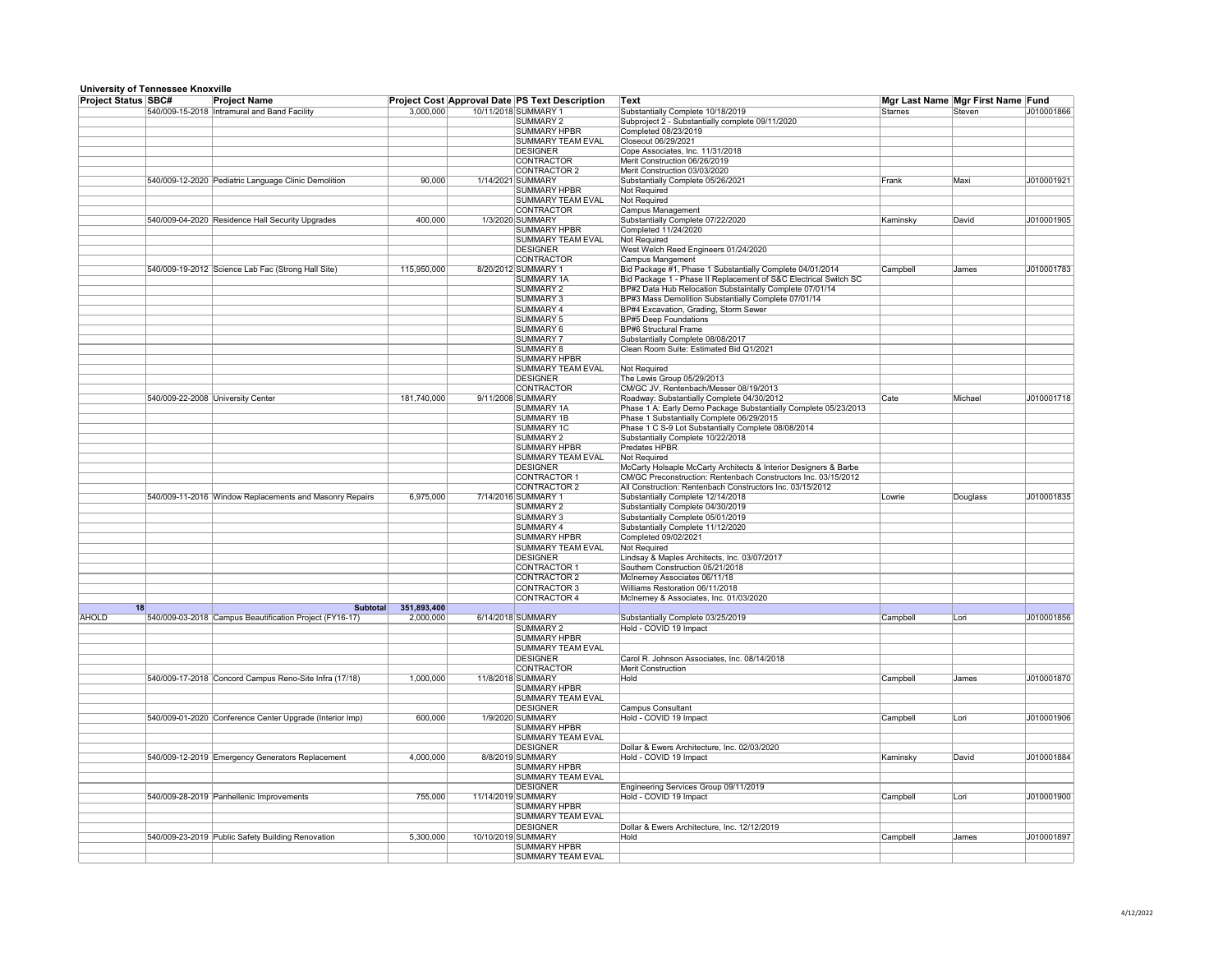**University of Tennessee Knoxville**

| Project Status | SBC# | Project Name | Project Cost | Approval Date | PS Text Description | Text | Mgr Last Name | Mgr First Name | Fund |
|---|---|---|---|---|---|---|---|---|---|
| | 540/009-15-2018 | Intramural and Band Facility | 3,000,000 | 10/11/2018 | SUMMARY 1 | Substantially Complete 10/18/2019 | Starnes | Steven | J010001866 |
| | | | | | SUMMARY 2 | Subproject 2 - Substantially complete 09/11/2020 | | | |
| | | | | | SUMMARY HPBR | Completed 08/23/2019 | | | |
| | | | | | SUMMARY TEAM EVAL | Closeout 06/29/2021 | | | |
| | | | | | DESIGNER | Cope Associates, Inc. 11/31/2018 | | | |
| | | | | | CONTRACTOR | Merit Construction 06/26/2019 | | | |
| | | | | | CONTRACTOR 2 | Merit Construction 03/03/2020 | | | |
| | 540/009-12-2020 | Pediatric Language Clinic Demolition | 90,000 | 1/14/2021 | SUMMARY | Substantially Complete 05/26/2021 | Frank | Maxi | J010001921 |
| | | | | | SUMMARY HPBR | Not Required | | | |
| | | | | | SUMMARY TEAM EVAL | Not Required | | | |
| | | | | | CONTRACTOR | Campus Management | | | |
| | 540/009-04-2020 | Residence Hall Security Upgrades | 400,000 | 1/3/2020 | SUMMARY | Substantially Complete 07/22/2020 | Kaminsky | David | J010001905 |
| | | | | | SUMMARY HPBR | Completed 11/24/2020 | | | |
| | | | | | SUMMARY TEAM EVAL | Not Required | | | |
| | | | | | DESIGNER | West Welch Reed Engineers 01/24/2020 | | | |
| | | | | | CONTRACTOR | Campus Mangement | | | |
| | 540/009-19-2012 | Science Lab Fac (Strong Hall Site) | 115,950,000 | 8/20/2012 | SUMMARY 1 | Bid Package #1, Phase 1 Substantially Complete 04/01/2014 | Campbell | James | J010001783 |
| | | | | | SUMMARY 1A | Bid Package 1 - Phase II Replacement of S&C Electrical Switch SC | | | |
| | | | | | SUMMARY 2 | BP#2 Data Hub Relocation Subsatintally Complete 07/01/14 | | | |
| | | | | | SUMMARY 3 | BP#3 Mass Demolition Substantially Complete 07/01/14 | | | |
| | | | | | SUMMARY 4 | BP#4 Excavation, Grading, Storm Sewer | | | |
| | | | | | SUMMARY 5 | BP#5 Deep Foundations | | | |
| | | | | | SUMMARY 6 | BP#6 Structural Frame | | | |
| | | | | | SUMMARY 7 | Substantially Complete 08/08/2017 | | | |
| | | | | | SUMMARY 8 | Clean Room Suite: Estimated Bid Q1/2021 | | | |
| | | | | | SUMMARY HPBR | | | | |
| | | | | | SUMMARY TEAM EVAL | Not Required | | | |
| | | | | | DESIGNER | The Lewis Group 05/29/2013 | | | |
| | | | | | CONTRACTOR | CM/GC JV, Rentenbach/Messer 08/19/2013 | | | |
| | 540/009-22-2008 | University Center | 181,740,000 | 9/11/2008 | SUMMARY | Roadway: Substantially Complete 04/30/2012 | Cate | Michael | J010001718 |
| | | | | | SUMMARY 1A | Phase 1 A: Early Demo Package Substantially Complete 05/23/2013 | | | |
| | | | | | SUMMARY 1B | Phase 1 Substantially Complete 06/29/2015 | | | |
| | | | | | SUMMARY 1C | Phase 1 C S-9 Lot Substantially Complete 08/08/2014 | | | |
| | | | | | SUMMARY 2 | Substantially Complete 10/22/2018 | | | |
| | | | | | SUMMARY HPBR | Predates HPBR | | | |
| | | | | | SUMMARY TEAM EVAL | Not Required | | | |
| | | | | | DESIGNER | McCarty Holsaple McCarty Architects & Interior Designers & Barbe | | | |
| | | | | | CONTRACTOR 1 | CM/GC Preconstruction: Rentenbach Constructors Inc. 03/15/2012 | | | |
| | | | | | CONTRACTOR 2 | All Construction: Rentenbach Constructors Inc. 03/15/2012 | | | |
| | 540/009-11-2016 | Window Replacements and Masonry Repairs | 6,975,000 | 7/14/2016 | SUMMARY 1 | Substantially Complete 12/14/2018 | Lowrie | Douglass | J010001835 |
| | | | | | SUMMARY 2 | Substantially Complete 04/30/2019 | | | |
| | | | | | SUMMARY 3 | Substantially Complete 05/01/2019 | | | |
| | | | | | SUMMARY 4 | Substantially Complete 11/12/2020 | | | |
| | | | | | SUMMARY HPBR | Completed 09/02/2021 | | | |
| | | | | | SUMMARY TEAM EVAL | Not Required | | | |
| | | | | | DESIGNER | Lindsay & Maples Architects, Inc. 03/07/2017 | | | |
| | | | | | CONTRACTOR 1 | Southern Construction 05/21/2018 | | | |
| | | | | | CONTRACTOR 2 | McInerney Associates 06/11/18 | | | |
| | | | | | CONTRACTOR 3 | Williams Restoration 06/11/2018 | | | |
| | | | | | CONTRACTOR 4 | McInerney & Associates, Inc. 01/03/2020 | | | |
| 18 | | Subtotal | 351,893,400 | | | | | | |
| AHOLD | 540/009-03-2018 | Campus Beautification Project (FY16-17) | 2,000,000 | 6/14/2018 | SUMMARY | Substantially Complete 03/25/2019 | Campbell | Lori | J010001856 |
| | | | | | SUMMARY 2 | Hold - COVID 19 Impact | | | |
| | | | | | SUMMARY HPBR | | | | |
| | | | | | SUMMARY TEAM EVAL | | | | |
| | | | | | DESIGNER | Carol R. Johnson Associates, Inc. 08/14/2018 | | | |
| | | | | | CONTRACTOR | Merit Construction | | | |
| | 540/009-17-2018 | Concord Campus Reno-Site Infra (17/18) | 1,000,000 | 11/8/2018 | SUMMARY | Hold | Campbell | James | J010001870 |
| | | | | | SUMMARY HPBR | | | | |
| | | | | | SUMMARY TEAM EVAL | | | | |
| | | | | | DESIGNER | Campus Consultant | | | |
| | 540/009-01-2020 | Conference Center Upgrade (Interior Imp) | 600,000 | 1/9/2020 | SUMMARY | Hold - COVID 19 Impact | Campbell | Lori | J010001906 |
| | | | | | SUMMARY HPBR | | | | |
| | | | | | SUMMARY TEAM EVAL | | | | |
| | | | | | DESIGNER | Dollar & Ewers Architecture, Inc. 02/03/2020 | | | |
| | 540/009-12-2019 | Emergency Generators Replacement | 4,000,000 | 8/8/2019 | SUMMARY | Hold - COVID 19 Impact | Kaminsky | David | J010001884 |
| | | | | | SUMMARY HPBR | | | | |
| | | | | | SUMMARY TEAM EVAL | | | | |
| | | | | | DESIGNER | Engineering Services Group 09/11/2019 | | | |
| | 540/009-28-2019 | Panhellenic Improvements | 755,000 | 11/14/2019 | SUMMARY | Hold - COVID 19 Impact | Campbell | Lori | J010001900 |
| | | | | | SUMMARY HPBR | | | | |
| | | | | | SUMMARY TEAM EVAL | | | | |
| | | | | | DESIGNER | Dollar & Ewers Architecture, Inc. 12/12/2019 | | | |
| | 540/009-23-2019 | Public Safety Building Renovation | 5,300,000 | 10/10/2019 | SUMMARY | Hold | Campbell | James | J010001897 |
| | | | | | SUMMARY HPBR | | | | |
| | | | | | SUMMARY TEAM EVAL | | | | |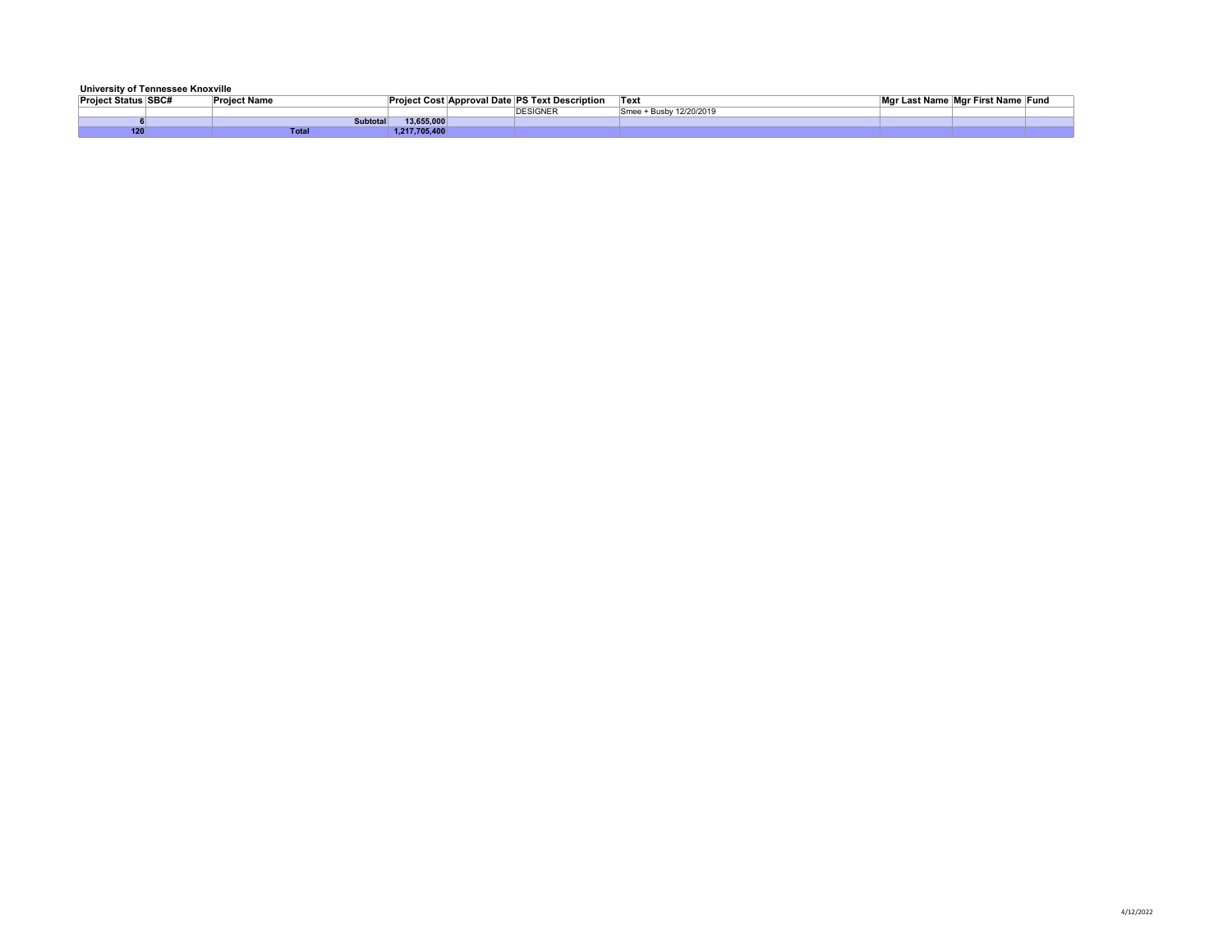**University of Tennessee Knoxville**

| Project Status | SBC# | Project Name | Project Cost | Approval Date | PS Text Description | Text | Mgr Last Name | Mgr First Name | Fund |
|---|---|---|---|---|---|---|---|---|---|
| | | | | | DESIGNER | Smee + Busby 12/20/2019 | | | |
| 6 | | Subtotal | 13,655,000 | | | | | | |
| 120 | | Total | 1,217,705,400 | | | | | | |

4/12/2022